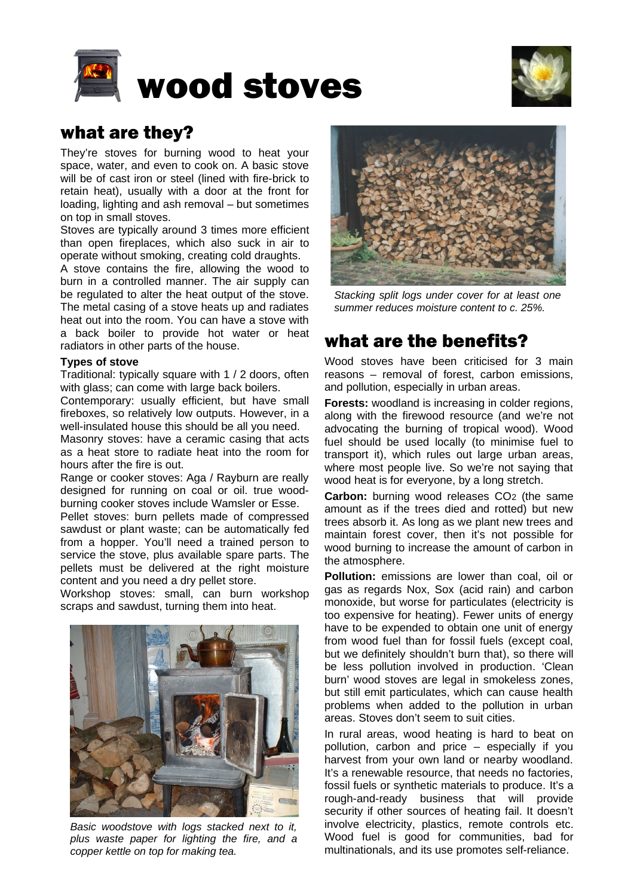# wood stoves

## what are they?

They're stoves for burning wood to heat your space, water, and even to cook on. A basic stove will be of cast iron or steel (lined with fire-brick to retain heat), usually with a door at the front for loading, lighting and ash removal – but sometimes on top in small stoves.

Stoves are typically around 3 times more efficient than open fireplaces, which also suck in air to operate without smoking, creating cold draughts.

A stove contains the fire, allowing the wood to burn in a controlled manner. The air supply can be regulated to alter the heat output of the stove. The metal casing of a stove heats up and radiates heat out into the room. You can have a stove with a back boiler to provide hot water or heat radiators in other parts of the house.

**Types of stove**

Traditional: typically square with 1 / 2 doors, often with glass; can come with large back boilers.

Contemporary: usually efficient, but have small fireboxes, so relatively low outputs. However, in a well-insulated house this should be all you need.

Masonry stoves: have a ceramic casing that acts as a heat store to radiate heat into the room for hours after the fire is out.

Range or cooker stoves: Aga / Rayburn are really designed for running on coal or oil. true wood-burning cooker stoves include Wamsler or Esse.

Pellet stoves: burn pellets made of compressed sawdust or plant waste; can be automatically fed from a hopper. You'll need a trained person to service the stove, plus available spare parts. The pellets must be delivered at the right moisture content and you need a dry pellet store.

Workshop stoves: small, can burn workshop scraps and sawdust, turning them into heat.

*Basic woodstove with logs stacked next to it, plus waste paper for lighting the fire, and a copper kettle on top for making tea.*

*Stacking split logs under cover for at least one summer reduces moisture content to c. 25%.*

## what are the benefits?

Wood stoves have been criticised for 3 main reasons – removal of forest, carbon emissions, and pollution, especially in urban areas.

**Forests:** woodland is increasing in colder regions, along with the firewood resource (and we're not advocating the burning of tropical wood). Wood fuel should be used locally (to minimise fuel to transport it), which rules out large urban areas, where most people live. So we're not saying that wood heat is for everyone, by a long stretch.

**Carbon:** burning wood releases $CO_2$ (the same amount as if the trees died and rotted) but new trees absorb it. As long as we plant new trees and maintain forest cover, then it's not possible for wood burning to increase the amount of carbon in the atmosphere.

**Pollution:** emissions are lower than coal, oil or gas as regards Nox, Sox (acid rain) and carbon monoxide, but worse for particulates (electricity is too expensive for heating). Fewer units of energy have to be expended to obtain one unit of energy from wood fuel than for fossil fuels (except coal, but we definitely shouldn't burn that), so there will be less pollution involved in production. 'Clean burn' wood stoves are legal in smokeless zones, but still emit particulates, which can cause health problems when added to the pollution in urban areas. Stoves don't seem to suit cities.

In rural areas, wood heating is hard to beat on pollution, carbon and price – especially if you harvest from your own land or nearby woodland. It's a renewable resource, that needs no factories, fossil fuels or synthetic materials to produce. It's a rough-and-ready business that will provide security if other sources of heating fail. It doesn't involve electricity, plastics, remote controls etc. Wood fuel is good for communities, bad for multinationals, and its use promotes self-reliance.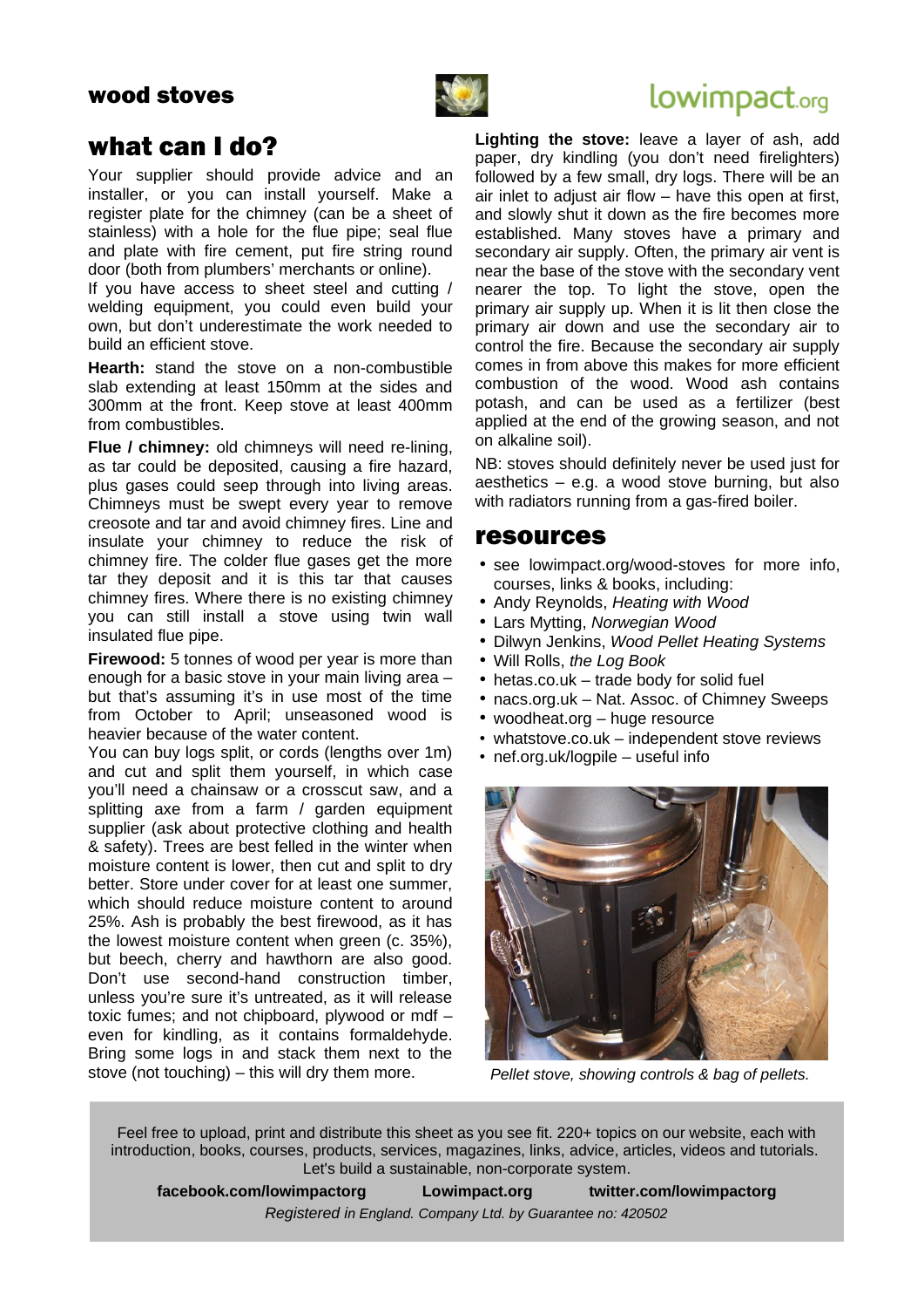# what can I do?

Your supplier should provide advice and an installer, or you can install yourself. Make a register plate for the chimney (can be a sheet of stainless) with a hole for the flue pipe; seal flue and plate with fire cement, put fire string round door (both from plumbers' merchants or online).

If you have access to sheet steel and cutting / welding equipment, you could even build your own, but don't underestimate the work needed to build an efficient stove.

**Hearth:** stand the stove on a non-combustible slab extending at least 150mm at the sides and 300mm at the front. Keep stove at least 400mm from combustibles.

**Flue / chimney:** old chimneys will need re-lining, as tar could be deposited, causing a fire hazard, plus gases could seep through into living areas. Chimneys must be swept every year to remove creosote and tar and avoid chimney fires. Line and insulate your chimney to reduce the risk of chimney fire. The colder flue gases get the more tar they deposit and it is this tar that causes chimney fires. Where there is no existing chimney you can still install a stove using twin wall insulated flue pipe.

**Firewood:** 5 tonnes of wood per year is more than enough for a basic stove in your main living area – but that's assuming it's in use most of the time from October to April; unseasoned wood is heavier because of the water content.

You can buy logs split, or cords (lengths over 1m) and cut and split them yourself, in which case you'll need a chainsaw or a crosscut saw, and a splitting axe from a farm / garden equipment supplier (ask about protective clothing and health & safety). Trees are best felled in the winter when moisture content is lower, then cut and split to dry better. Store under cover for at least one summer, which should reduce moisture content to around 25%. Ash is probably the best firewood, as it has the lowest moisture content when green (c. 35%), but beech, cherry and hawthorn are also good. Don't use second-hand construction timber, unless you're sure it's untreated, as it will release toxic fumes; and not chipboard, plywood or mdf – even for kindling, as it contains formaldehyde. Bring some logs in and stack them next to the stove (not touching) – this will dry them more.

**Lighting the stove:** leave a layer of ash, add paper, dry kindling (you don't need firelighters) followed by a few small, dry logs. There will be an air inlet to adjust air flow – have this open at first, and slowly shut it down as the fire becomes more established. Many stoves have a primary and secondary air supply. Often, the primary air vent is near the base of the stove with the secondary vent nearer the top. To light the stove, open the primary air supply up. When it is lit then close the primary air down and use the secondary air to control the fire. Because the secondary air supply comes in from above this makes for more efficient combustion of the wood. Wood ash contains potash, and can be used as a fertilizer (best applied at the end of the growing season, and not on alkaline soil).

NB: stoves should definitely never be used just for aesthetics – e.g. a wood stove burning, but also with radiators running from a gas-fired boiler.

# resources

- see lowimpact.org/wood-stoves for more info, courses, links & books, including:
- Andy Reynolds, *Heating with Wood*
- Lars Mytting, *Norwegian Wood*
- Dilwyn Jenkins, *Wood Pellet Heating Systems*
- Will Rolls, *the Log Book*
- hetas.co.uk – trade body for solid fuel
- nacs.org.uk – Nat. Assoc. of Chimney Sweeps
- woodheat.org – huge resource
- whatstove.co.uk – independent stove reviews
- nef.org.uk/logpile – useful info

*Pellet stove, showing controls & bag of pellets.*

Feel free to upload, print and distribute this sheet as you see fit. 220+ topics on our website, each with introduction, books, courses, products, services, magazines, links, advice, articles, videos and tutorials. Let's build a sustainable, non-corporate system.

**facebook.com/lowimpactorg** **Lowimpact.org** **twitter.com/lowimpactorg**

*Registered in England. Company Ltd. by Guarantee no: 420502*